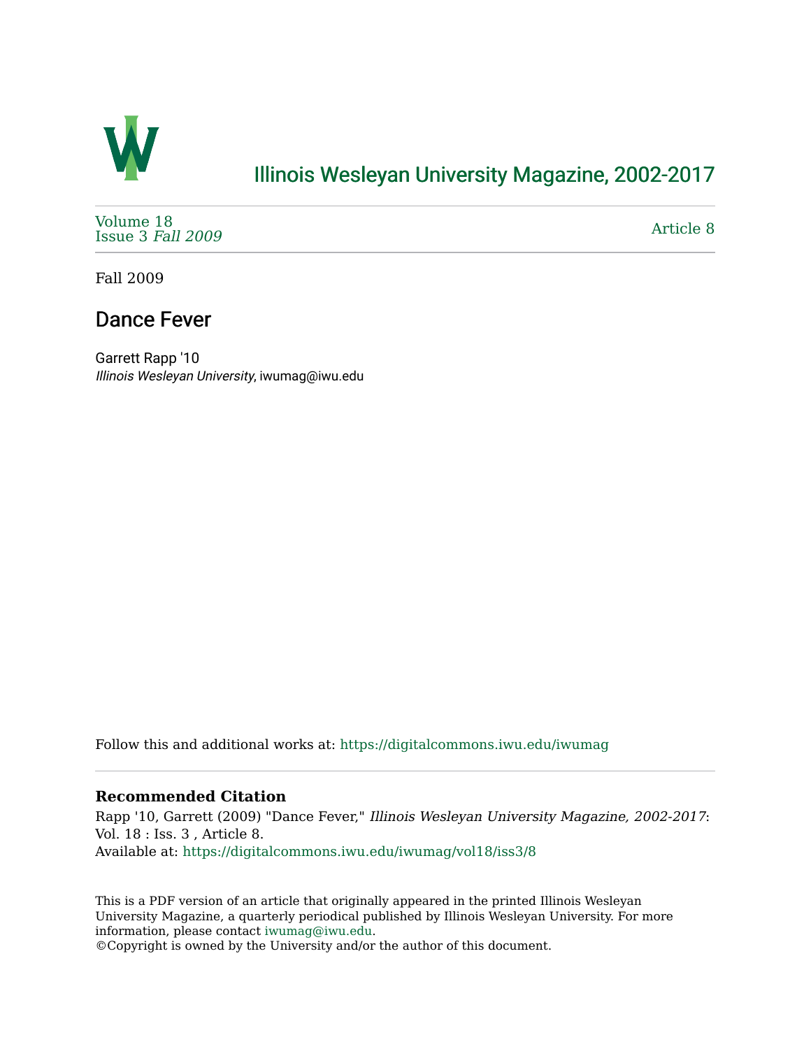# Illinois Wesleyan University Magazine, 2002-2017

Volume 18
Issue 3 *Fall 2009*

Article 8

Fall 2009

## Dance Fever

Garrett Rapp '10
*Illinois Wesleyan University*, iwumag@iwu.edu

Follow this and additional works at: https://digitalcommons.iwu.edu/iwumag

### Recommended Citation

Rapp '10, Garrett (2009) "Dance Fever," *Illinois Wesleyan University Magazine, 2002-2017*: Vol. 18 : Iss. 3 , Article 8.
Available at: https://digitalcommons.iwu.edu/iwumag/vol18/iss3/8

This is a PDF version of an article that originally appeared in the printed Illinois Wesleyan University Magazine, a quarterly periodical published by Illinois Wesleyan University. For more information, please contact iwumag@iwu.edu.
©Copyright is owned by the University and/or the author of this document.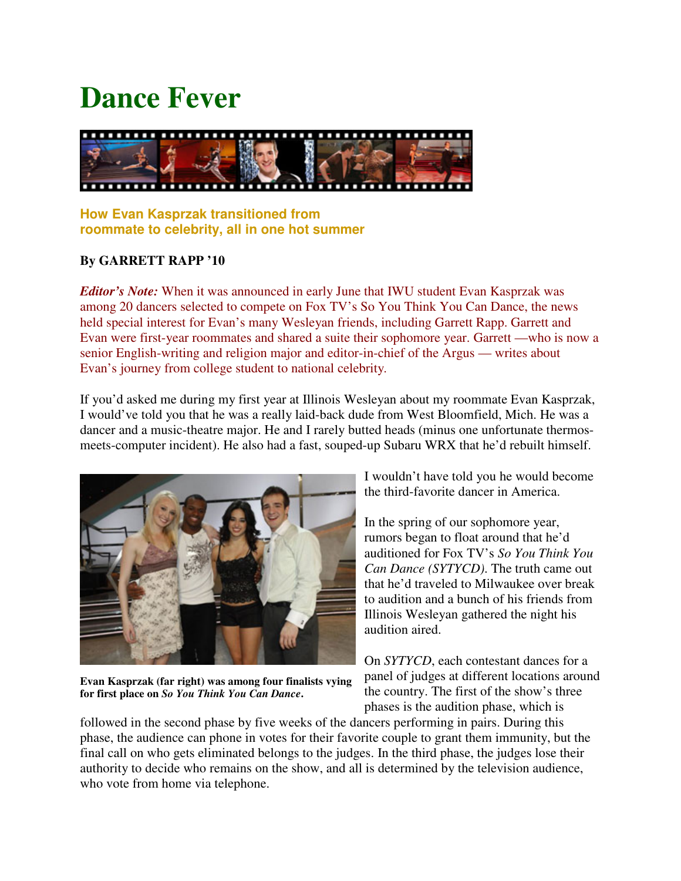# Dance Fever

**How Evan Kasprzak transitioned from roommate to celebrity, all in one hot summer**

**By GARRETT RAPP '10**

***Editor's Note:*** When it was announced in early June that IWU student Evan Kasprzak was among 20 dancers selected to compete on Fox TV's So You Think You Can Dance, the news held special interest for Evan's many Wesleyan friends, including Garrett Rapp. Garrett and Evan were first-year roommates and shared a suite their sophomore year. Garrett —who is now a senior English-writing and religion major and editor-in-chief of the Argus — writes about Evan's journey from college student to national celebrity.

If you'd asked me during my first year at Illinois Wesleyan about my roommate Evan Kasprzak, I would've told you that he was a really laid-back dude from West Bloomfield, Mich. He was a dancer and a music-theatre major. He and I rarely butted heads (minus one unfortunate thermos-meets-computer incident). He also had a fast, souped-up Subaru WRX that he'd rebuilt himself.

I wouldn't have told you he would become the third-favorite dancer in America.

**Evan Kasprzak (far right) was among four finalists vying for first place on *So You Think You Can Dance*.**

In the spring of our sophomore year, rumors began to float around that he'd auditioned for Fox TV's *So You Think You Can Dance (SYTYCD)*. The truth came out that he'd traveled to Milwaukee over break to audition and a bunch of his friends from Illinois Wesleyan gathered the night his audition aired.

On *SYTYCD*, each contestant dances for a panel of judges at different locations around the country. The first of the show's three phases is the audition phase, which is followed in the second phase by five weeks of the dancers performing in pairs. During this phase, the audience can phone in votes for their favorite couple to grant them immunity, but the final call on who gets eliminated belongs to the judges. In the third phase, the judges lose their authority to decide who remains on the show, and all is determined by the television audience, who vote from home via telephone.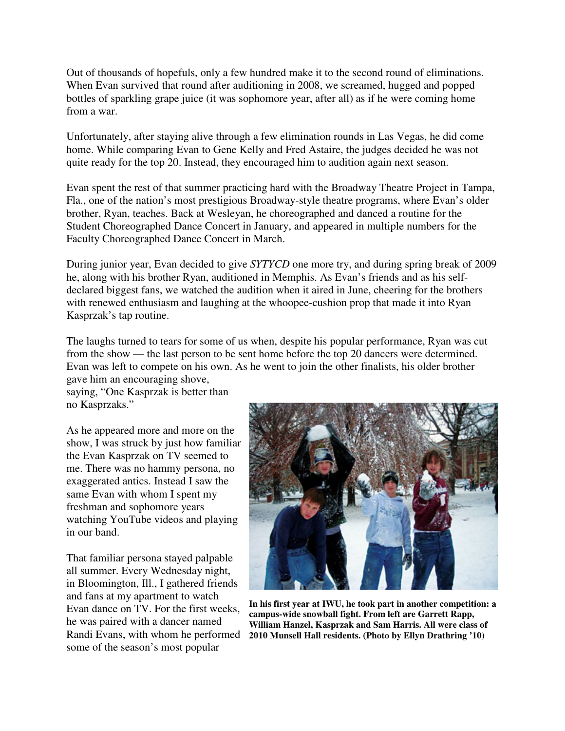Out of thousands of hopefuls, only a few hundred make it to the second round of eliminations. When Evan survived that round after auditioning in 2008, we screamed, hugged and popped bottles of sparkling grape juice (it was sophomore year, after all) as if he were coming home from a war.

Unfortunately, after staying alive through a few elimination rounds in Las Vegas, he did come home. While comparing Evan to Gene Kelly and Fred Astaire, the judges decided he was not quite ready for the top 20. Instead, they encouraged him to audition again next season.

Evan spent the rest of that summer practicing hard with the Broadway Theatre Project in Tampa, Fla., one of the nation's most prestigious Broadway-style theatre programs, where Evan's older brother, Ryan, teaches. Back at Wesleyan, he choreographed and danced a routine for the Student Choreographed Dance Concert in January, and appeared in multiple numbers for the Faculty Choreographed Dance Concert in March.

During junior year, Evan decided to give *SYTYCD* one more try, and during spring break of 2009 he, along with his brother Ryan, auditioned in Memphis. As Evan's friends and as his self-declared biggest fans, we watched the audition when it aired in June, cheering for the brothers with renewed enthusiasm and laughing at the whoopee-cushion prop that made it into Ryan Kasprzak's tap routine.

The laughs turned to tears for some of us when, despite his popular performance, Ryan was cut from the show — the last person to be sent home before the top 20 dancers were determined. Evan was left to compete on his own. As he went to join the other finalists, his older brother gave him an encouraging shove, saying, "One Kasprzak is better than no Kasprzaks."

As he appeared more and more on the show, I was struck by just how familiar the Evan Kasprzak on TV seemed to me. There was no hammy persona, no exaggerated antics. Instead I saw the same Evan with whom I spent my freshman and sophomore years watching YouTube videos and playing in our band.

**In his first year at IWU, he took part in another competition: a campus-wide snowball fight. From left are Garrett Rapp, William Hanzel, Kasprzak and Sam Harris. All were class of 2010 Munsell Hall residents. (Photo by Ellyn Drathring '10)**

That familiar persona stayed palpable all summer. Every Wednesday night, in Bloomington, Ill., I gathered friends and fans at my apartment to watch Evan dance on TV. For the first weeks, he was paired with a dancer named Randi Evans, with whom he performed some of the season's most popular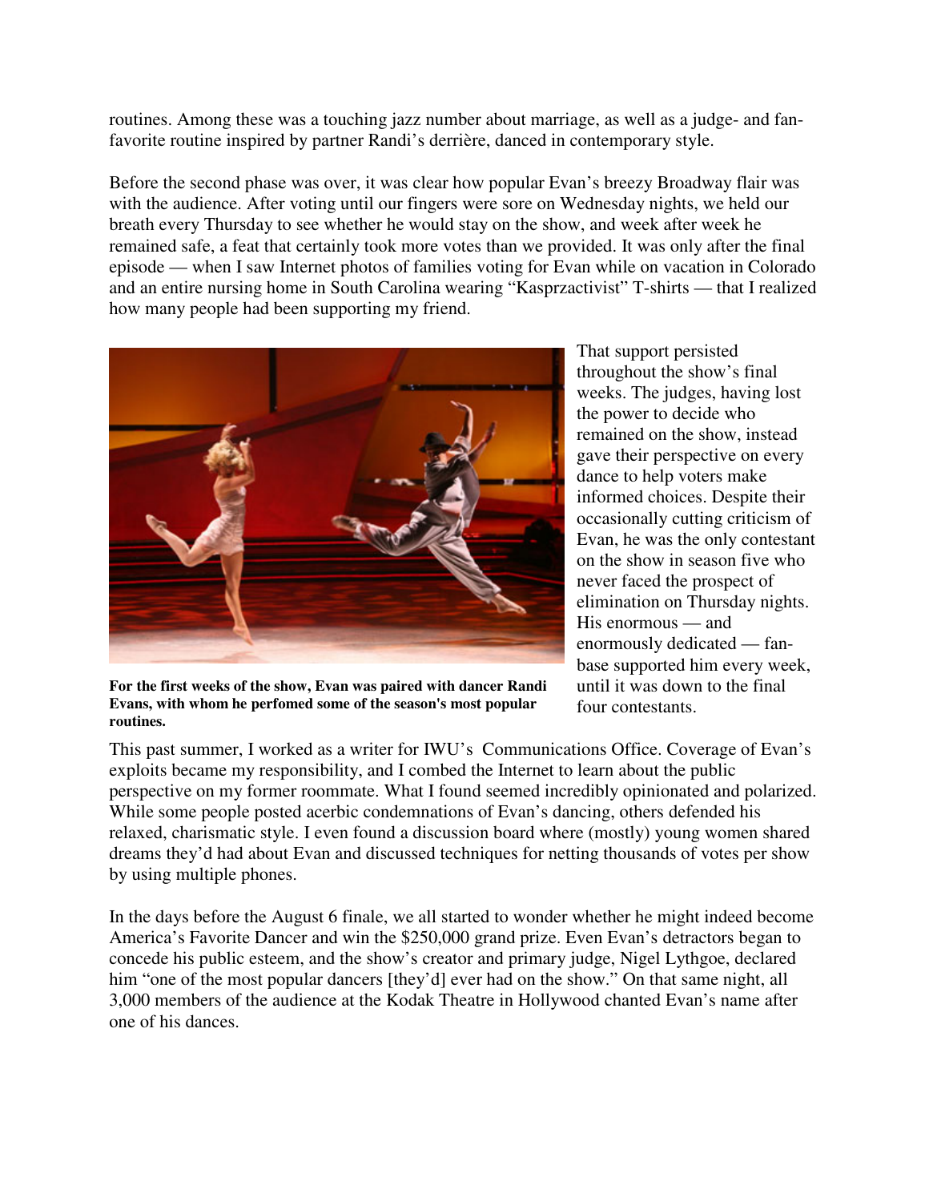routines. Among these was a touching jazz number about marriage, as well as a judge- and fan-favorite routine inspired by partner Randi's derrière, danced in contemporary style.

Before the second phase was over, it was clear how popular Evan's breezy Broadway flair was with the audience. After voting until our fingers were sore on Wednesday nights, we held our breath every Thursday to see whether he would stay on the show, and week after week he remained safe, a feat that certainly took more votes than we provided. It was only after the final episode — when I saw Internet photos of families voting for Evan while on vacation in Colorado and an entire nursing home in South Carolina wearing "Kasprzactivist" T-shirts — that I realized how many people had been supporting my friend.

**For the first weeks of the show, Evan was paired with dancer Randi Evans, with whom he perfomed some of the season's most popular routines.**

That support persisted throughout the show's final weeks. The judges, having lost the power to decide who remained on the show, instead gave their perspective on every dance to help voters make informed choices. Despite their occasionally cutting criticism of Evan, he was the only contestant on the show in season five who never faced the prospect of elimination on Thursday nights. His enormous — and enormously dedicated — fan-base supported him every week, until it was down to the final four contestants.

This past summer, I worked as a writer for IWU's Communications Office. Coverage of Evan's exploits became my responsibility, and I combed the Internet to learn about the public perspective on my former roommate. What I found seemed incredibly opinionated and polarized. While some people posted acerbic condemnations of Evan's dancing, others defended his relaxed, charismatic style. I even found a discussion board where (mostly) young women shared dreams they'd had about Evan and discussed techniques for netting thousands of votes per show by using multiple phones.

In the days before the August 6 finale, we all started to wonder whether he might indeed become America's Favorite Dancer and win the $250,000 grand prize. Even Evan's detractors began to concede his public esteem, and the show's creator and primary judge, Nigel Lythgoe, declared him "one of the most popular dancers [they'd] ever had on the show." On that same night, all 3,000 members of the audience at the Kodak Theatre in Hollywood chanted Evan's name after one of his dances.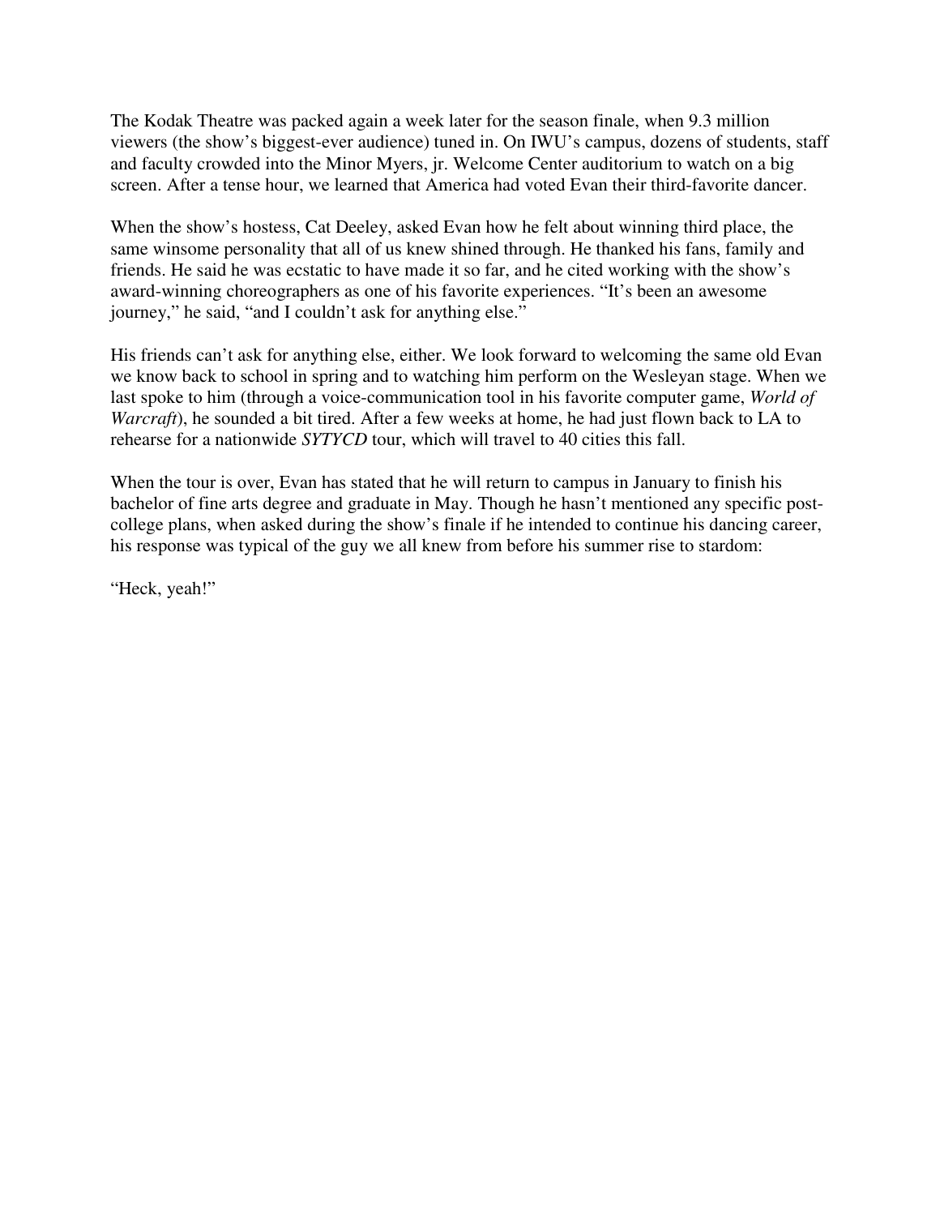The Kodak Theatre was packed again a week later for the season finale, when 9.3 million viewers (the show's biggest-ever audience) tuned in. On IWU's campus, dozens of students, staff and faculty crowded into the Minor Myers, jr. Welcome Center auditorium to watch on a big screen. After a tense hour, we learned that America had voted Evan their third-favorite dancer.

When the show's hostess, Cat Deeley, asked Evan how he felt about winning third place, the same winsome personality that all of us knew shined through. He thanked his fans, family and friends. He said he was ecstatic to have made it so far, and he cited working with the show's award-winning choreographers as one of his favorite experiences. "It's been an awesome journey," he said, "and I couldn't ask for anything else."

His friends can't ask for anything else, either. We look forward to welcoming the same old Evan we know back to school in spring and to watching him perform on the Wesleyan stage. When we last spoke to him (through a voice-communication tool in his favorite computer game, *World of Warcraft*), he sounded a bit tired. After a few weeks at home, he had just flown back to LA to rehearse for a nationwide *SYTYCD* tour, which will travel to 40 cities this fall.

When the tour is over, Evan has stated that he will return to campus in January to finish his bachelor of fine arts degree and graduate in May. Though he hasn't mentioned any specific post-college plans, when asked during the show's finale if he intended to continue his dancing career, his response was typical of the guy we all knew from before his summer rise to stardom:

"Heck, yeah!"